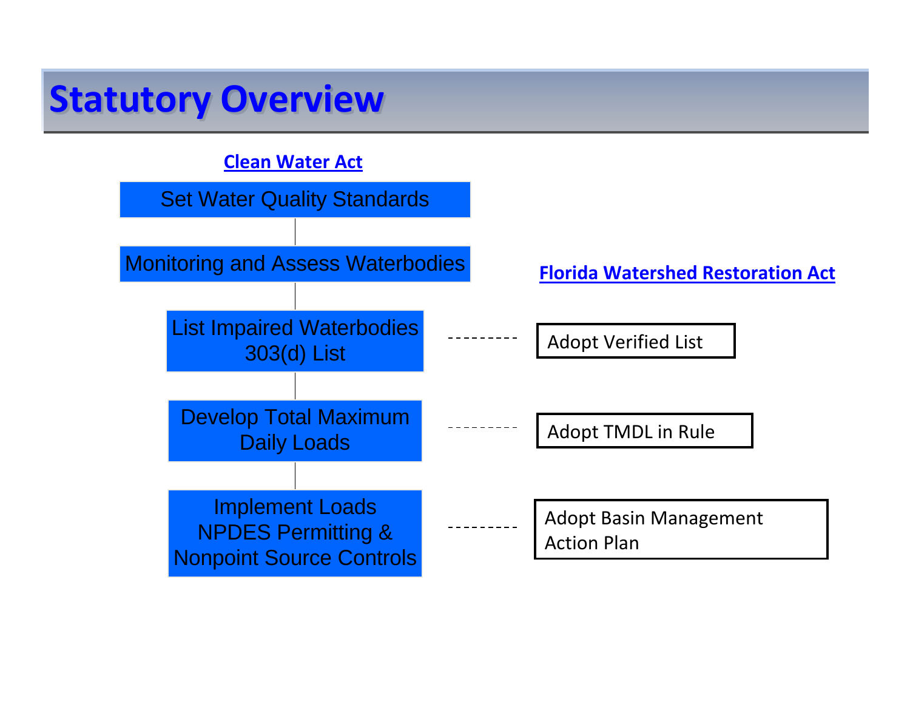# Statutory Overview

| Clean Water Act | | Florida Watershed Restoration Act |
|---|---|---|
| Set Water Quality Standards | | |
| Monitoring and Assess Waterbodies | | |
| List Impaired Waterbodies 303(d) List | --------- | Adopt Verified List |
| Develop Total Maximum Daily Loads | --------- | Adopt TMDL in Rule |
| Implement Loads NPDES Permitting & Nonpoint Source Controls | --------- | Adopt Basin Management Action Plan |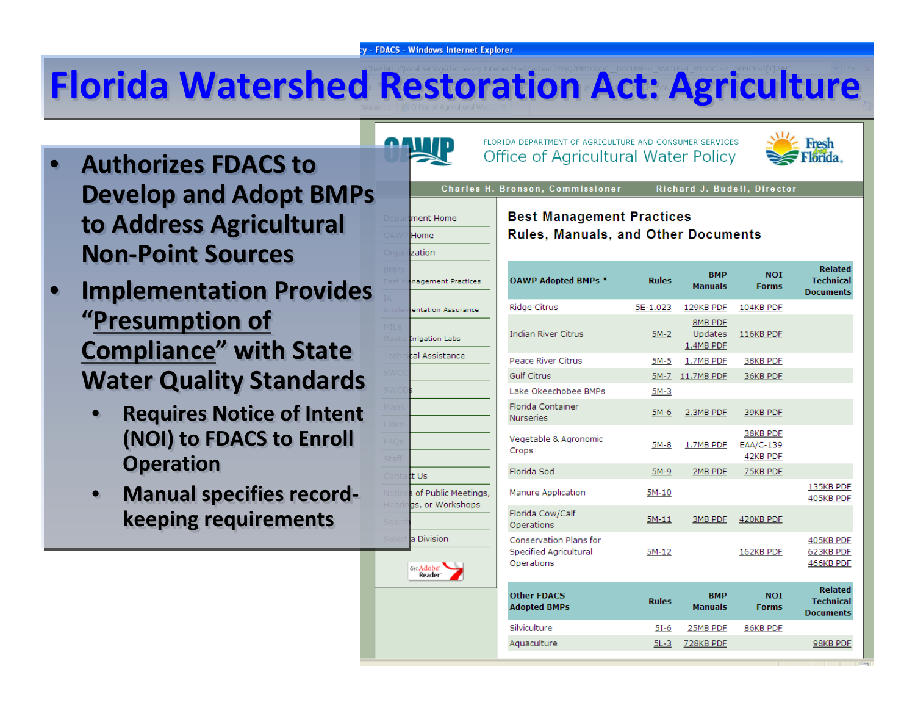# Florida Watershed Restoration Act: Agriculture

- **Authorizes FDACS to Develop and Adopt BMPs to Address Agricultural Non-Point Sources**
- **Implementation Provides "Presumption of Compliance" with State Water Quality Standards**
  - **Requires Notice of Intent (NOI) to FDACS to Enroll Operation**
  - **Manual specifies record-keeping requirements**

FLORIDA DEPARTMENT OF AGRICULTURE AND CONSUMER SERVICES

Office of Agricultural Water Policy

Charles H. Bronson, Commissioner - Richard J. Budell, Director

**Best Management Practices**
**Rules, Manuals, and Other Documents**

| OAWP Adopted BMPs * | Rules | BMP Manuals | NOI Forms | Related Technical Documents |
|---|---|---|---|---|
| Ridge Citrus | 5E-1.023 | 129KB PDF | 104KB PDF | |
| Indian River Citrus | 5M-2 | 8MB PDF Updates 1.4MB PDF | 116KB PDF | |
| Peace River Citrus | 5M-5 | 1.7MB PDF | 38KB PDF | |
| Gulf Citrus | 5M-7 | 11.7MB PDF | 36KB PDF | |
| Lake Okeechobee BMPs | 5M-3 | | | |
| Florida Container Nurseries | 5M-6 | 2.3MB PDF | 39KB PDF | |
| Vegetable & Agronomic Crops | 5M-8 | 1.7MB PDF | 38KB PDF EAA/C-139 42KB PDF | |
| Florida Sod | 5M-9 | 2MB PDF | 75KB PDF | |
| Manure Application | 5M-10 | | | 135KB PDF 405KB PDF |
| Florida Cow/Calf Operations | 5M-11 | 3MB PDF | 420KB PDF | |
| Conservation Plans for Specified Agricultural Operations | 5M-12 | | 162KB PDF | 405KB PDF 623KB PDF 466KB PDF |

| Other FDACS Adopted BMPs | Rules | BMP Manuals | NOI Forms | Related Technical Documents |
|---|---|---|---|---|
| Silviculture | 5I-6 | 25MB PDF | 86KB PDF | |
| Aquaculture | 5L-3 | 728KB PDF | | 98KB PDF |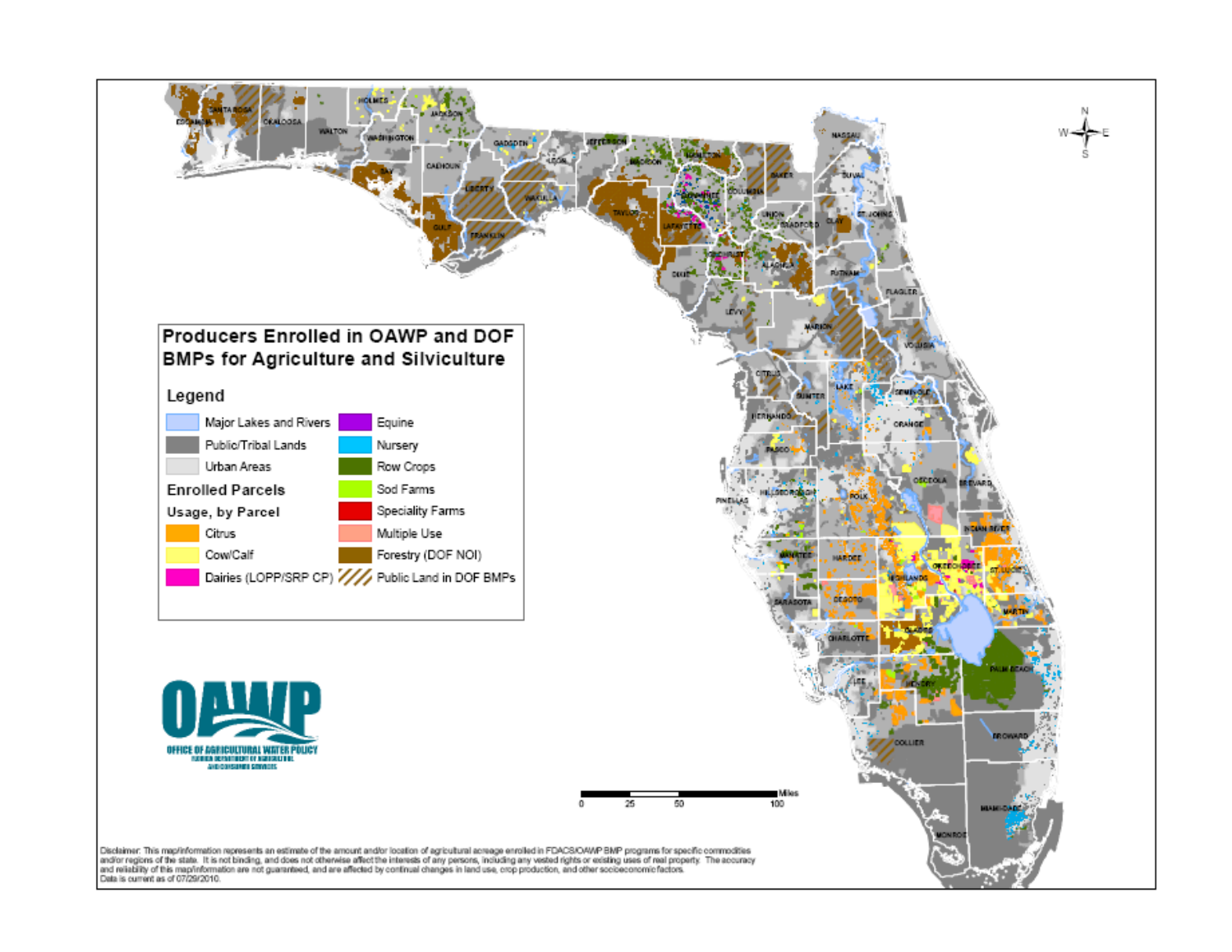# Producers Enrolled in OAWP and DOF BMPs for Agriculture and Silviculture

**Legend**

- Major Lakes and Rivers
- Public/Tribal Lands
- Urban Areas

**Enrolled Parcels**

**Usage, by Parcel**

- Citrus
- Cow/Calf
- Dairies (LOPP/SRP CP)
- Equine
- Nursery
- Row Crops
- Sod Farms
- Speciality Farms
- Multiple Use
- Forestry (DOF NOI)
- Public Land in DOF BMPs

ESCAMBIA, SANTA ROSA, OKALOOSA, WALTON, HOLMES, WASHINGTON, JACKSON, BAY, CALHOUN, GADSDEN, LEON, JEFFERSON, MADISON, HAMILTON, LIBERTY, WAKULLA, GULF, FRANKLIN, TAYLOR, LAFAYETTE, SUWANNEE, COLUMBIA, BAKER, NASSAU, DUVAL, UNION, BRADFORD, CLAY, ST. JOHNS, GILCHRIST, ALACHUA, PUTNAM, FLAGLER, DIXIE, LEVY, MARION, VOLUSIA, CITRUS, LAKE, SEMINOLE, SUMTER, HERNANDO, ORANGE, PASCO, OSCEOLA, BREVARD, PINELLAS, HILLSBOROUGH, POLK, INDIAN RIVER, MANATEE, HARDEE, OKEECHOBEE, ST. LUCIE, HIGHLANDS, SARASOTA, DESOTO, MARTIN, CHARLOTTE, GLADES, PALM BEACH, LEE, HENDRY, BROWARD, COLLIER, MIAMI-DADE, MONROE

Miles: 0, 25, 50, 100

OAWP — OFFICE OF AGRICULTURAL WATER POLICY — FLORIDA DEPARTMENT OF AGRICULTURE AND CONSUMER SERVICES

Disclaimer: This map/information represents an estimate of the amount and/or location of agricultural acreage enrolled in FDACS/OAWP BMP programs for specific commodities and/or regions of the state. It is not binding, and does not otherwise affect the interests of any persons, including any vested rights or existing uses of real property. The accuracy and reliability of this map/information are not guaranteed, and are affected by continual changes in land use, crop production, and other socioeconomic factors. Data is current as of 07/29/2010.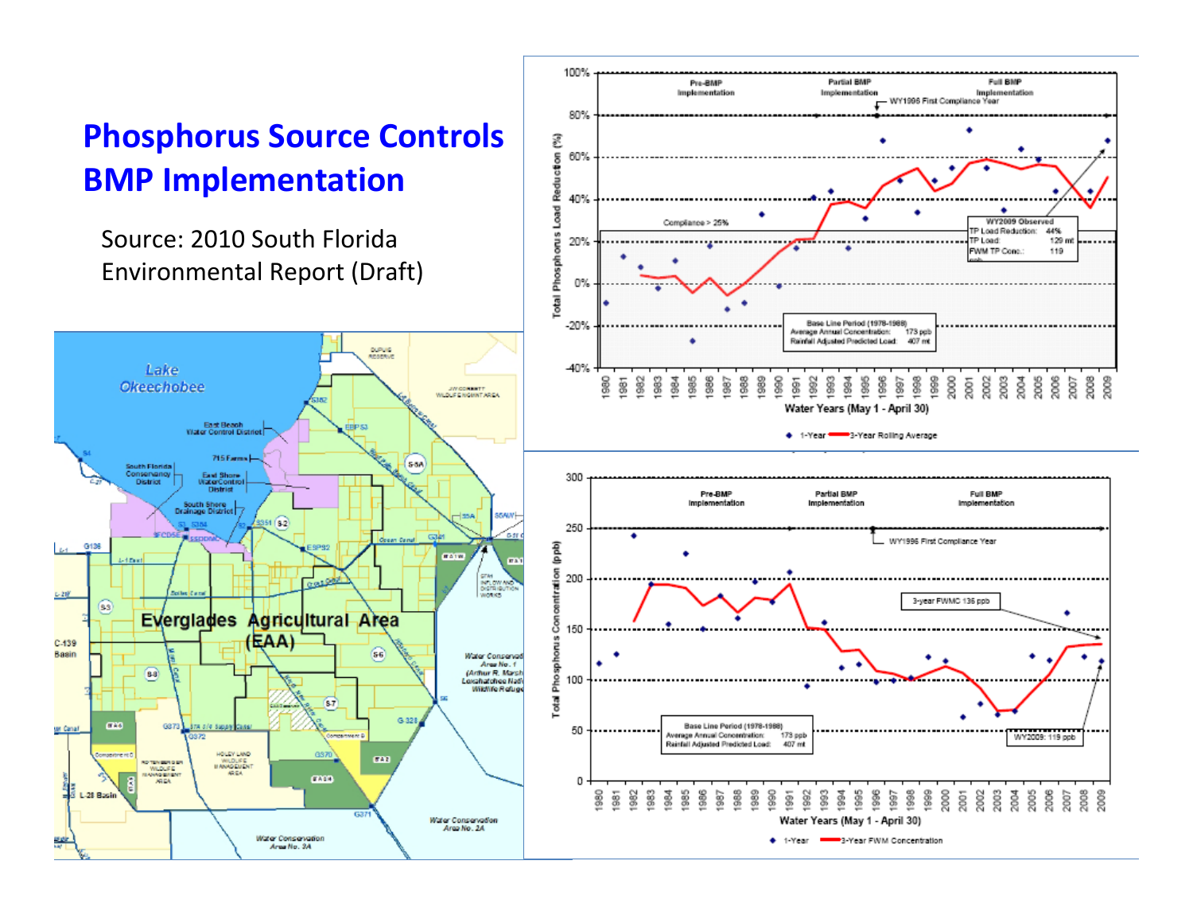# Phosphorus Source Controls BMP Implementation

Source: 2010 South Florida Environmental Report (Draft)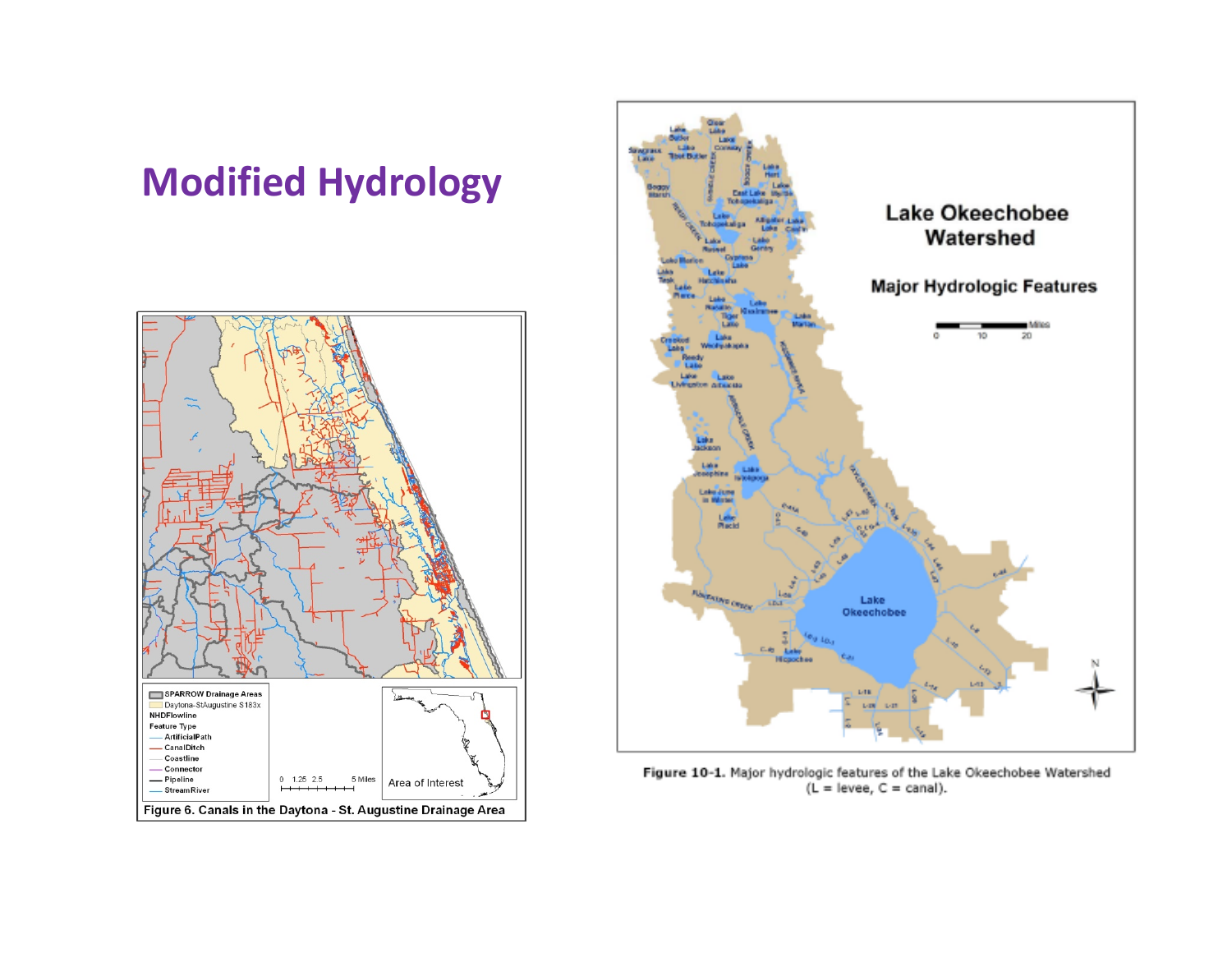# Modified Hydrology

Figure 6. Canals in the Daytona - St. Augustine Drainage Area

Figure 10-1. Major hydrologic features of the Lake Okeechobee Watershed (L = levee, C = canal).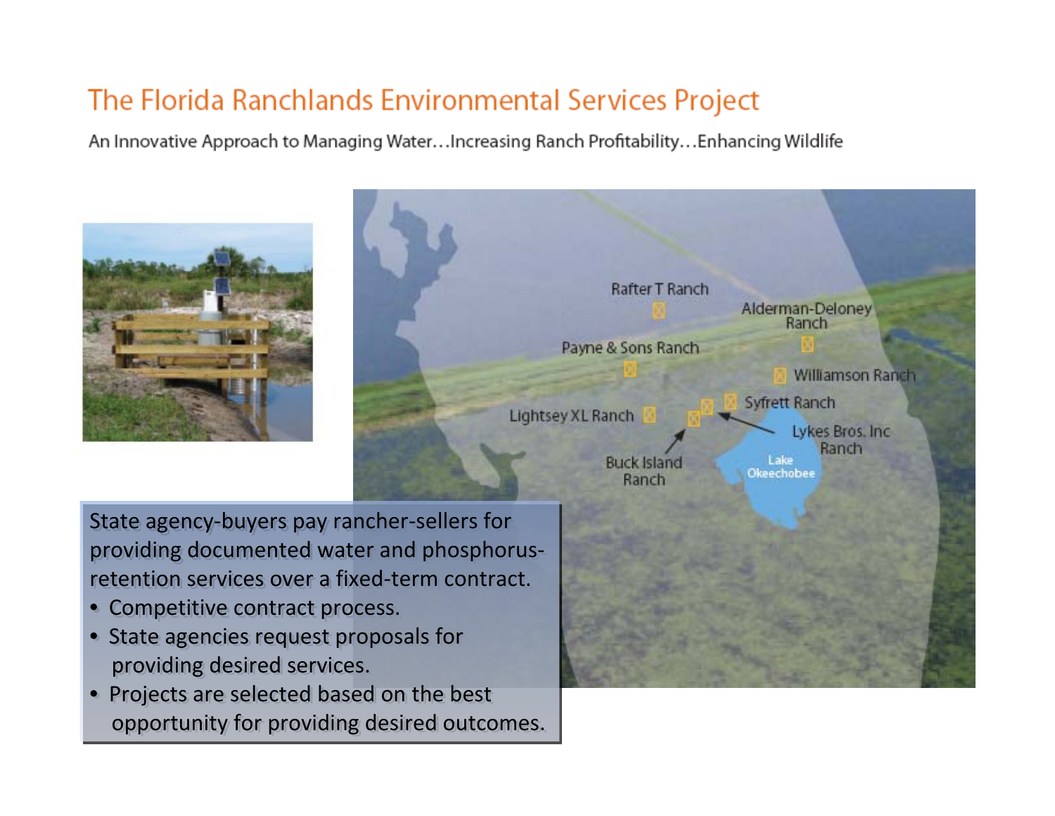# The Florida Ranchlands Environmental Services Project

An Innovative Approach to Managing Water…Increasing Ranch Profitability…Enhancing Wildlife

Rafter T Ranch

Alderman-Deloney Ranch

Payne & Sons Ranch

Williamson Ranch

Syfrett Ranch

Lightsey XL Ranch

Lykes Bros. Inc Ranch

Buck Island Ranch

Lake Okeechobee

State agency-buyers pay rancher-sellers for providing documented water and phosphorus-retention services over a fixed-term contract.

- Competitive contract process.
- State agencies request proposals for providing desired services.
- Projects are selected based on the best opportunity for providing desired outcomes.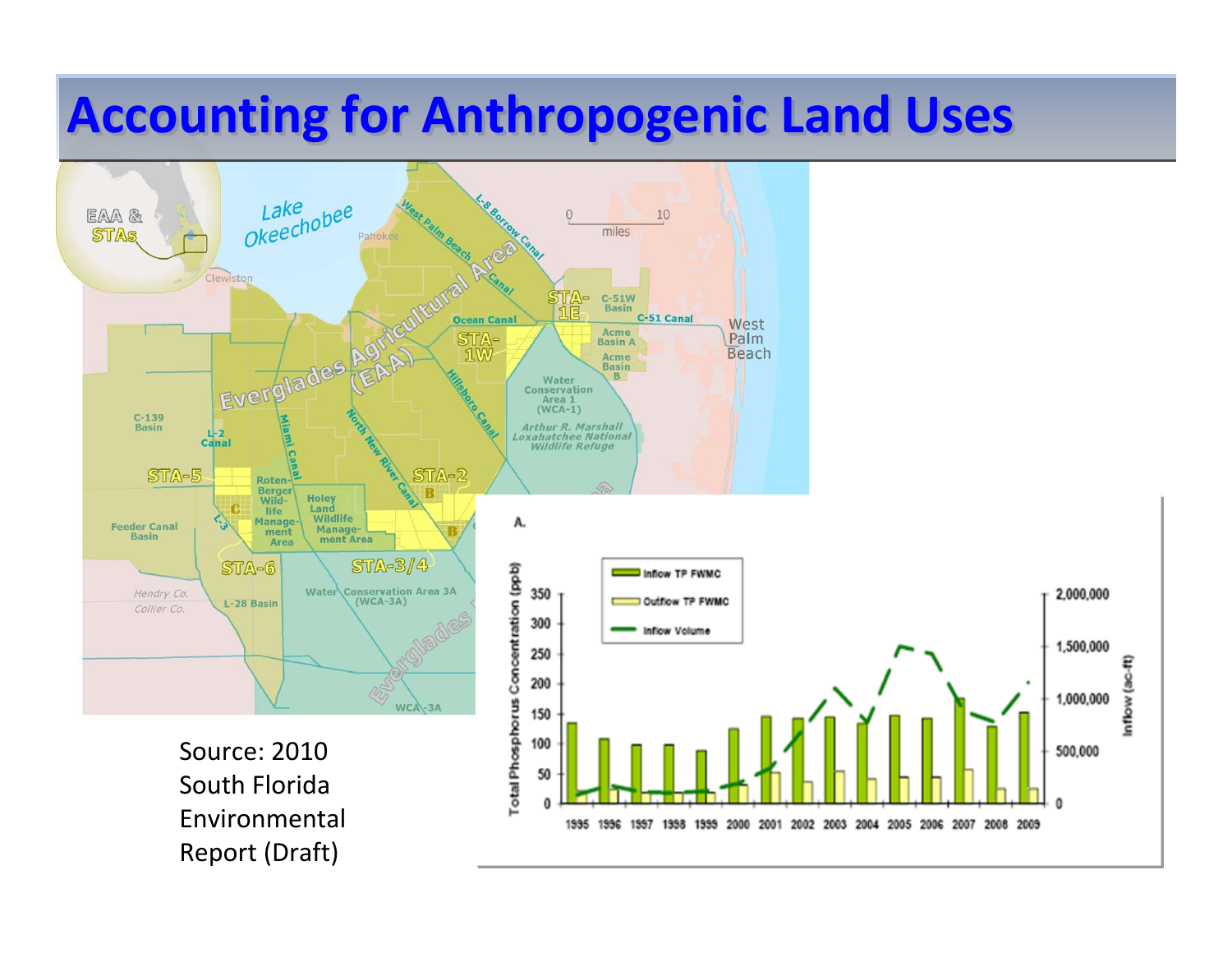# Accounting for Anthropogenic Land Uses

Source: 2010 South Florida Environmental Report (Draft)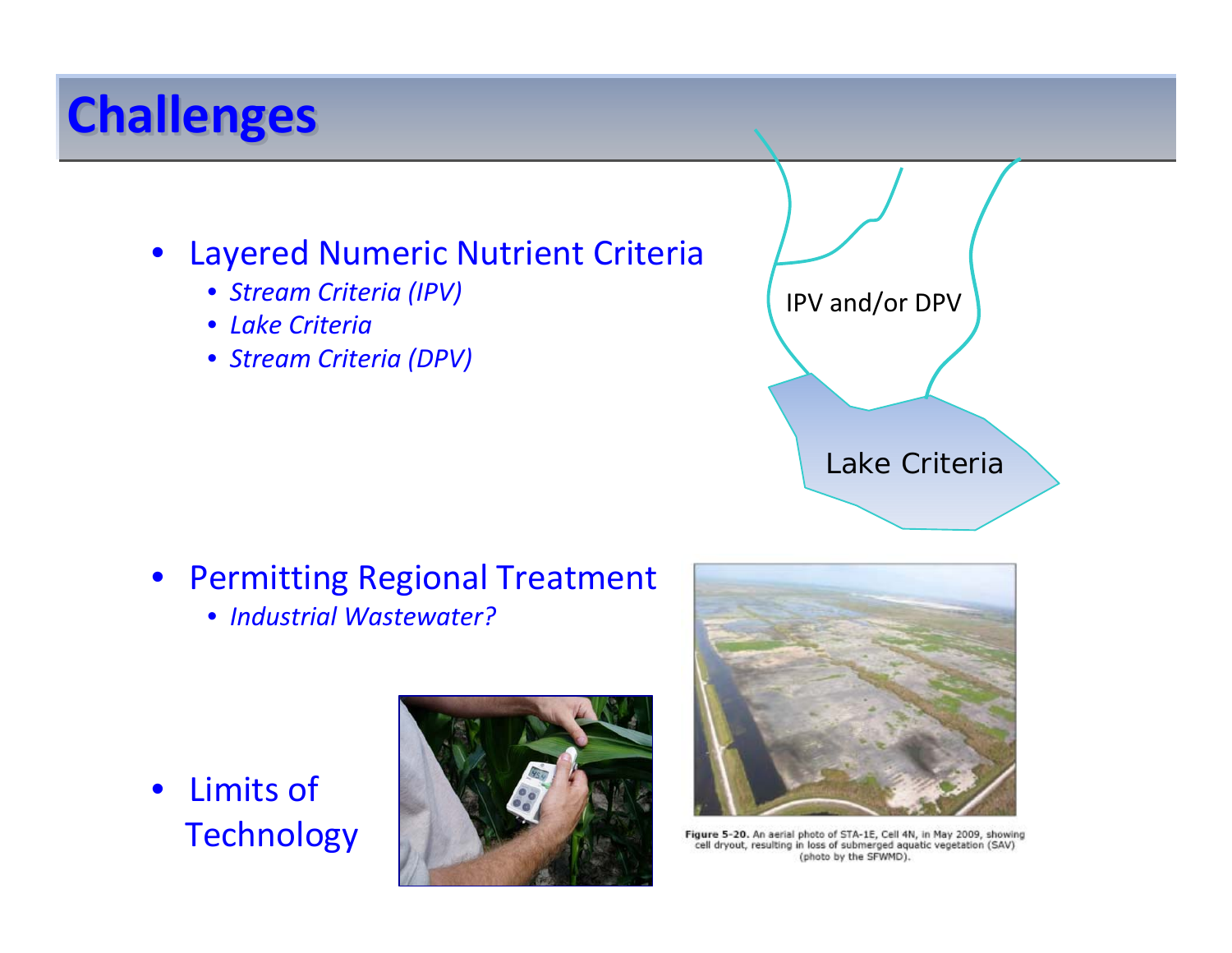# Challenges

- Layered Numeric Nutrient Criteria
  - *Stream Criteria (IPV)*
  - *Lake Criteria*
  - *Stream Criteria (DPV)*

IPV and/or DPV

Lake Criteria

- Permitting Regional Treatment
  - *Industrial Wastewater?*

- Limits of Technology

**Figure 5-20.** An aerial photo of STA-1E, Cell 4N, in May 2009, showing cell dryout, resulting in loss of submerged aquatic vegetation (SAV) (photo by the SFWMD).